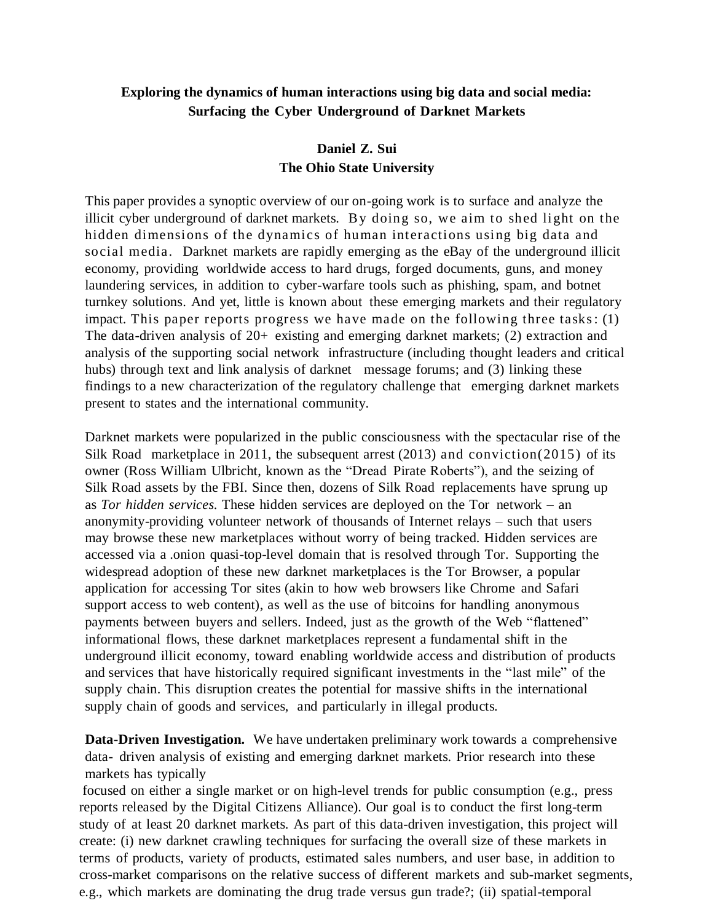**Exploring the dynamics of human interactions using big data and social media: Surfacing the Cyber Underground of Darknet Markets**

**Daniel Z. Sui**
**The Ohio State University**

This paper provides a synoptic overview of our on-going work is to surface and analyze the illicit cyber underground of darknet markets. By doing so, we aim to shed light on the hidden dimensions of the dynamics of human interactions using big data and social media. Darknet markets are rapidly emerging as the eBay of the underground illicit economy, providing worldwide access to hard drugs, forged documents, guns, and money laundering services, in addition to cyber-warfare tools such as phishing, spam, and botnet turnkey solutions. And yet, little is known about these emerging markets and their regulatory impact. This paper reports progress we have made on the following three tasks: (1) The data-driven analysis of 20+ existing and emerging darknet markets; (2) extraction and analysis of the supporting social network infrastructure (including thought leaders and critical hubs) through text and link analysis of darknet message forums; and (3) linking these findings to a new characterization of the regulatory challenge that emerging darknet markets present to states and the international community.

Darknet markets were popularized in the public consciousness with the spectacular rise of the Silk Road marketplace in 2011, the subsequent arrest (2013) and conviction(2015) of its owner (Ross William Ulbricht, known as the "Dread Pirate Roberts"), and the seizing of Silk Road assets by the FBI. Since then, dozens of Silk Road replacements have sprung up as *Tor hidden services.* These hidden services are deployed on the Tor network – an anonymity-providing volunteer network of thousands of Internet relays – such that users may browse these new marketplaces without worry of being tracked. Hidden services are accessed via a .onion quasi-top-level domain that is resolved through Tor. Supporting the widespread adoption of these new darknet marketplaces is the Tor Browser, a popular application for accessing Tor sites (akin to how web browsers like Chrome and Safari support access to web content), as well as the use of bitcoins for handling anonymous payments between buyers and sellers. Indeed, just as the growth of the Web "flattened" informational flows, these darknet marketplaces represent a fundamental shift in the underground illicit economy, toward enabling worldwide access and distribution of products and services that have historically required significant investments in the "last mile" of the supply chain. This disruption creates the potential for massive shifts in the international supply chain of goods and services, and particularly in illegal products.

**Data-Driven Investigation.** We have undertaken preliminary work towards a comprehensive data- driven analysis of existing and emerging darknet markets. Prior research into these markets has typically focused on either a single market or on high-level trends for public consumption (e.g., press reports released by the Digital Citizens Alliance). Our goal is to conduct the first long-term study of at least 20 darknet markets. As part of this data-driven investigation, this project will create: (i) new darknet crawling techniques for surfacing the overall size of these markets in terms of products, variety of products, estimated sales numbers, and user base, in addition to cross-market comparisons on the relative success of different markets and sub-market segments, e.g., which markets are dominating the drug trade versus gun trade?; (ii) spatial-temporal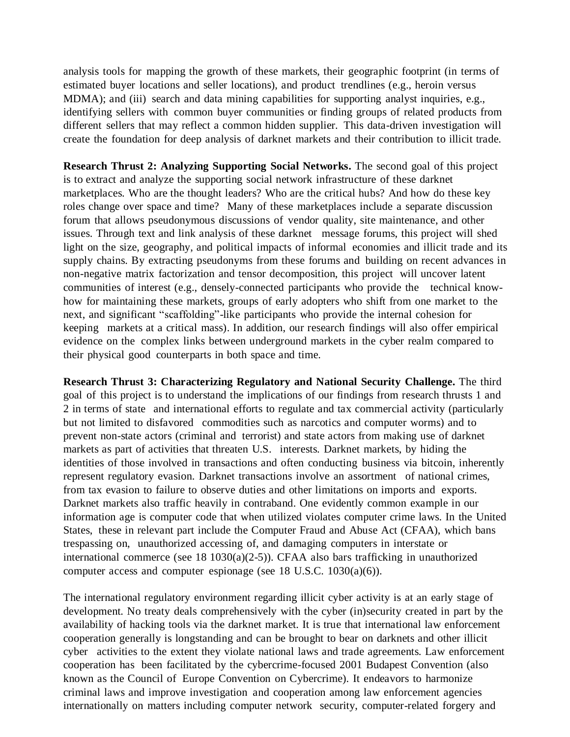analysis tools for mapping the growth of these markets, their geographic footprint (in terms of estimated buyer locations and seller locations), and product trendlines (e.g., heroin versus MDMA); and (iii) search and data mining capabilities for supporting analyst inquiries, e.g., identifying sellers with common buyer communities or finding groups of related products from different sellers that may reflect a common hidden supplier. This data-driven investigation will create the foundation for deep analysis of darknet markets and their contribution to illicit trade.

**Research Thrust 2: Analyzing Supporting Social Networks.** The second goal of this project is to extract and analyze the supporting social network infrastructure of these darknet marketplaces. Who are the thought leaders? Who are the critical hubs? And how do these key roles change over space and time? Many of these marketplaces include a separate discussion forum that allows pseudonymous discussions of vendor quality, site maintenance, and other issues. Through text and link analysis of these darknet message forums, this project will shed light on the size, geography, and political impacts of informal economies and illicit trade and its supply chains. By extracting pseudonyms from these forums and building on recent advances in non-negative matrix factorization and tensor decomposition, this project will uncover latent communities of interest (e.g., densely-connected participants who provide the technical know-how for maintaining these markets, groups of early adopters who shift from one market to the next, and significant "scaffolding"-like participants who provide the internal cohesion for keeping markets at a critical mass). In addition, our research findings will also offer empirical evidence on the complex links between underground markets in the cyber realm compared to their physical good counterparts in both space and time.

**Research Thrust 3: Characterizing Regulatory and National Security Challenge.** The third goal of this project is to understand the implications of our findings from research thrusts 1 and 2 in terms of state and international efforts to regulate and tax commercial activity (particularly but not limited to disfavored commodities such as narcotics and computer worms) and to prevent non-state actors (criminal and terrorist) and state actors from making use of darknet markets as part of activities that threaten U.S. interests. Darknet markets, by hiding the identities of those involved in transactions and often conducting business via bitcoin, inherently represent regulatory evasion. Darknet transactions involve an assortment of national crimes, from tax evasion to failure to observe duties and other limitations on imports and exports. Darknet markets also traffic heavily in contraband. One evidently common example in our information age is computer code that when utilized violates computer crime laws. In the United States, these in relevant part include the Computer Fraud and Abuse Act (CFAA), which bans trespassing on, unauthorized accessing of, and damaging computers in interstate or international commerce (see 18 1030(a)(2-5)). CFAA also bars trafficking in unauthorized computer access and computer espionage (see 18 U.S.C. 1030(a)(6)).

The international regulatory environment regarding illicit cyber activity is at an early stage of development. No treaty deals comprehensively with the cyber (in)security created in part by the availability of hacking tools via the darknet market. It is true that international law enforcement cooperation generally is longstanding and can be brought to bear on darknets and other illicit cyber activities to the extent they violate national laws and trade agreements. Law enforcement cooperation has been facilitated by the cybercrime-focused 2001 Budapest Convention (also known as the Council of Europe Convention on Cybercrime). It endeavors to harmonize criminal laws and improve investigation and cooperation among law enforcement agencies internationally on matters including computer network security, computer-related forgery and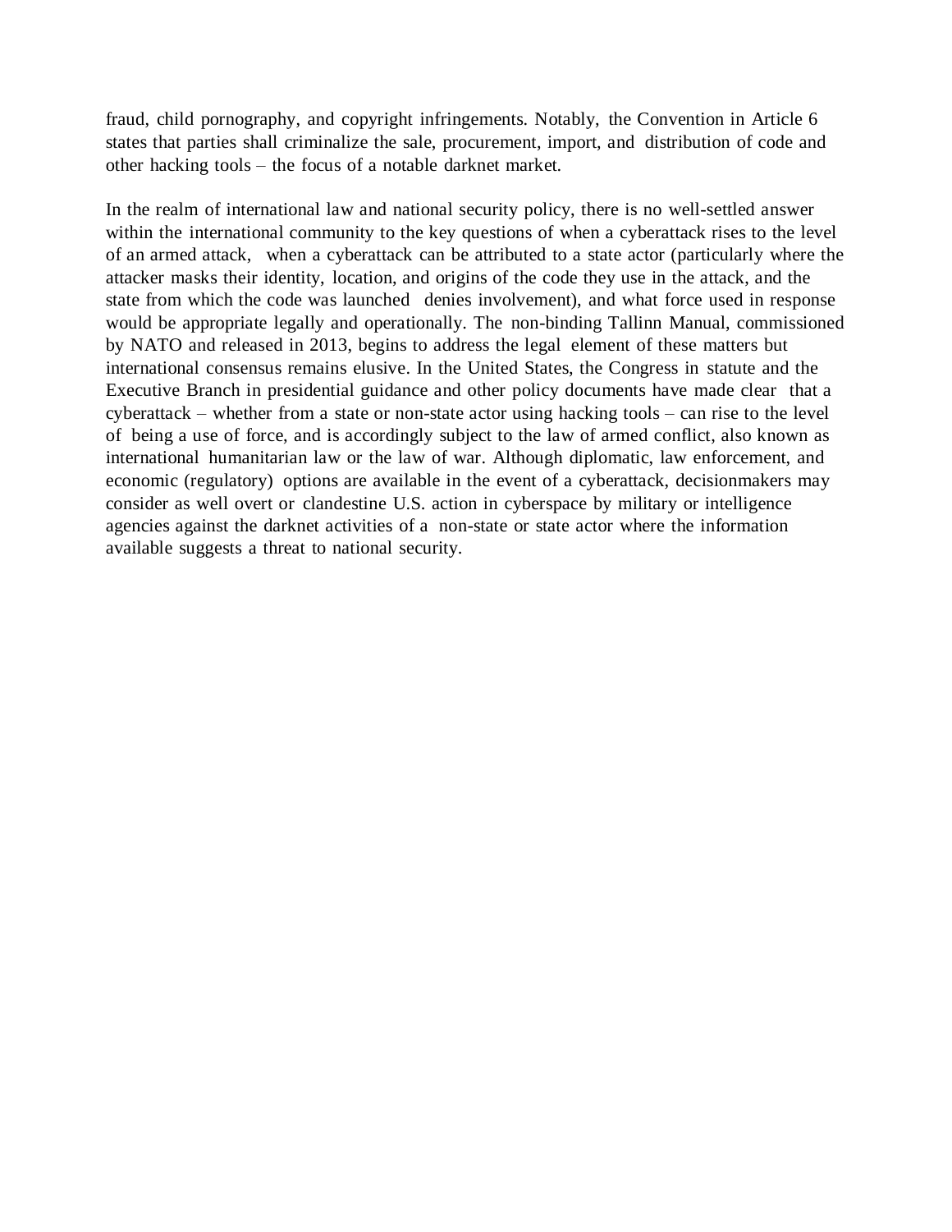fraud, child pornography, and copyright infringements. Notably, the Convention in Article 6 states that parties shall criminalize the sale, procurement, import, and distribution of code and other hacking tools – the focus of a notable darknet market.

In the realm of international law and national security policy, there is no well-settled answer within the international community to the key questions of when a cyberattack rises to the level of an armed attack, when a cyberattack can be attributed to a state actor (particularly where the attacker masks their identity, location, and origins of the code they use in the attack, and the state from which the code was launched denies involvement), and what force used in response would be appropriate legally and operationally. The non-binding Tallinn Manual, commissioned by NATO and released in 2013, begins to address the legal element of these matters but international consensus remains elusive. In the United States, the Congress in statute and the Executive Branch in presidential guidance and other policy documents have made clear that a cyberattack – whether from a state or non-state actor using hacking tools – can rise to the level of being a use of force, and is accordingly subject to the law of armed conflict, also known as international humanitarian law or the law of war. Although diplomatic, law enforcement, and economic (regulatory) options are available in the event of a cyberattack, decisionmakers may consider as well overt or clandestine U.S. action in cyberspace by military or intelligence agencies against the darknet activities of a non-state or state actor where the information available suggests a threat to national security.